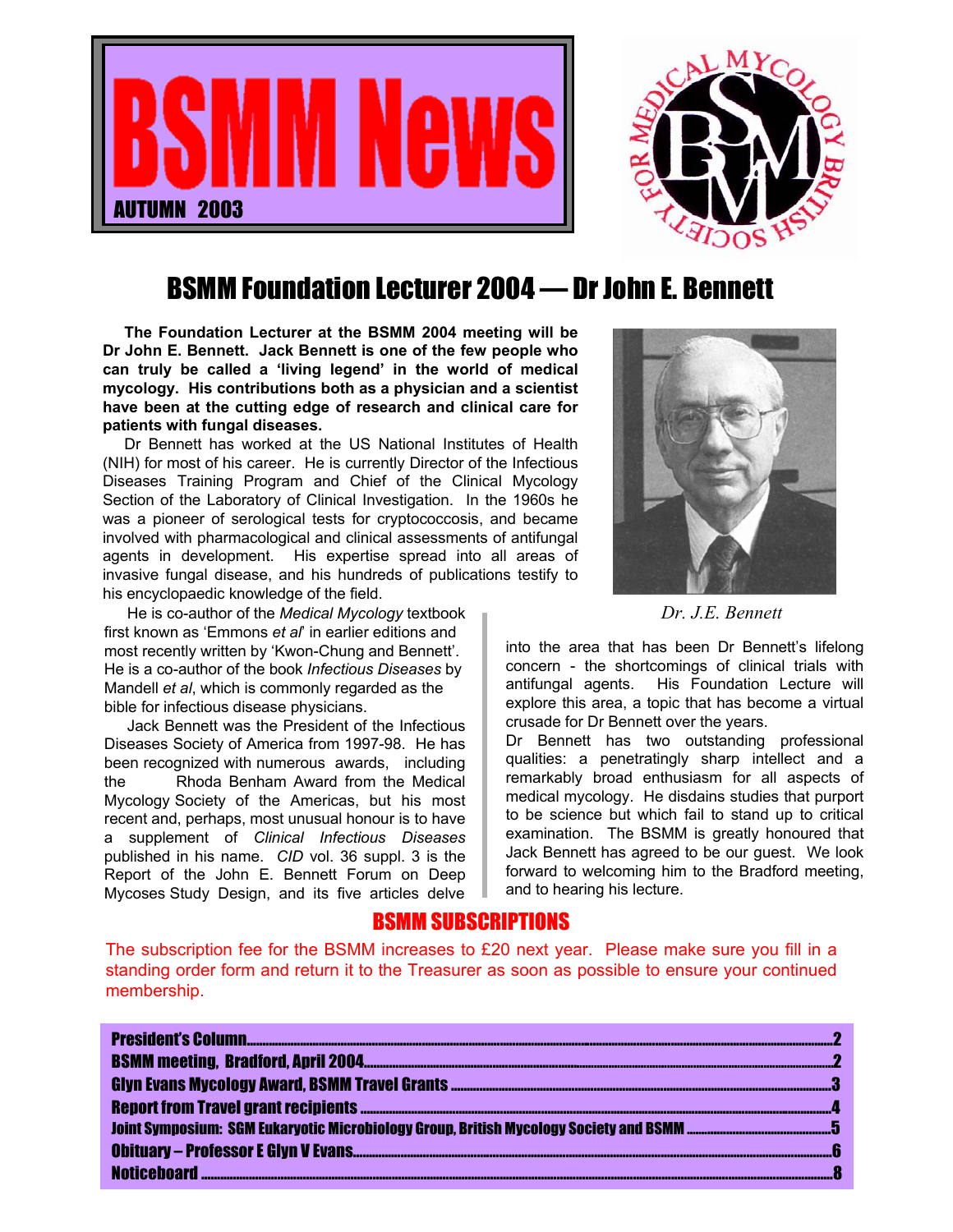# BSMM News

**AUTUMN 2003**

## BSMM Foundation Lecturer 2004 — Dr John E. Bennett

**The Foundation Lecturer at the BSMM 2004 meeting will be Dr John E. Bennett. Jack Bennett is one of the few people who can truly be called a 'living legend' in the world of medical mycology. His contributions both as a physician and a scientist have been at the cutting edge of research and clinical care for patients with fungal diseases.**

Dr Bennett has worked at the US National Institutes of Health (NIH) for most of his career. He is currently Director of the Infectious Diseases Training Program and Chief of the Clinical Mycology Section of the Laboratory of Clinical Investigation. In the 1960s he was a pioneer of serological tests for cryptococcosis, and became involved with pharmacological and clinical assessments of antifungal agents in development. His expertise spread into all areas of invasive fungal disease, and his hundreds of publications testify to his encyclopaedic knowledge of the field.

Dr. J.E. Bennett

He is co-author of the *Medical Mycology* textbook first known as 'Emmons *et al*' in earlier editions and most recently written by 'Kwon-Chung and Bennett'. He is a co-author of the book *Infectious Diseases* by Mandell *et al*, which is commonly regarded as the bible for infectious disease physicians.

Jack Bennett was the President of the Infectious Diseases Society of America from 1997-98. He has been recognized with numerous awards, including the Rhoda Benham Award from the Medical Mycology Society of the Americas, but his most recent and, perhaps, most unusual honour is to have a supplement of *Clinical Infectious Diseases* published in his name. *CID* vol. 36 suppl. 3 is the Report of the John E. Bennett Forum on Deep Mycoses Study Design, and its five articles delve into the area that has been Dr Bennett's lifelong concern - the shortcomings of clinical trials with antifungal agents. His Foundation Lecture will explore this area, a topic that has become a virtual crusade for Dr Bennett over the years.

Dr Bennett has two outstanding professional qualities: a penetratingly sharp intellect and a remarkably broad enthusiasm for all aspects of medical mycology. He disdains studies that purport to be science but which fail to stand up to critical examination. The BSMM is greatly honoured that Jack Bennett has agreed to be our guest. We look forward to welcoming him to the Bradford meeting, and to hearing his lecture.

## BSMM SUBSCRIPTIONS

The subscription fee for the BSMM increases to £20 next year. Please make sure you fill in a standing order form and return it to the Treasurer as soon as possible to ensure your continued membership.

| | |
|---|---|
| **President's Column** | **2** |
| **BSMM meeting, Bradford, April 2004** | **2** |
| **Glyn Evans Mycology Award, BSMM Travel Grants** | **3** |
| **Report from Travel grant recipients** | **4** |
| **Joint Symposium: SGM Eukaryotic Microbiology Group, British Mycology Society and BSMM** | **5** |
| **Obituary – Professor E Glyn V Evans** | **6** |
| **Noticeboard** | **8** |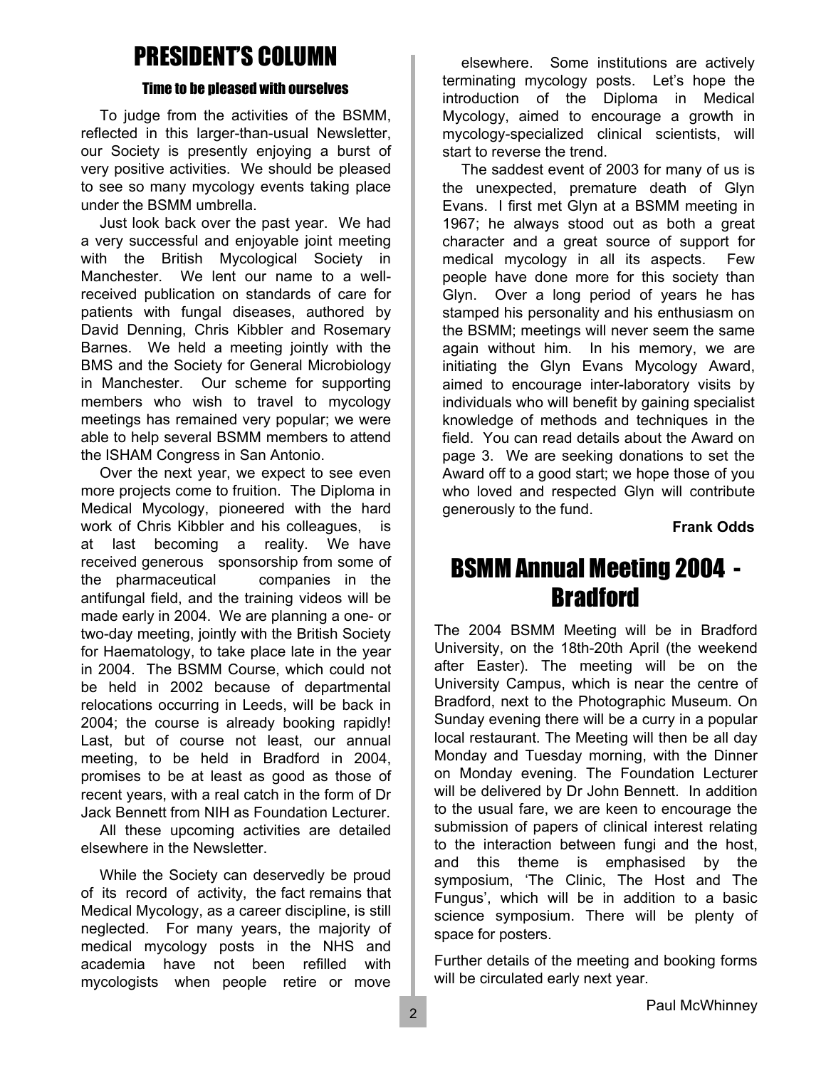# PRESIDENT'S COLUMN

## Time to be pleased with ourselves

To judge from the activities of the BSMM, reflected in this larger-than-usual Newsletter, our Society is presently enjoying a burst of very positive activities. We should be pleased to see so many mycology events taking place under the BSMM umbrella.

Just look back over the past year. We had a very successful and enjoyable joint meeting with the British Mycological Society in Manchester. We lent our name to a well-received publication on standards of care for patients with fungal diseases, authored by David Denning, Chris Kibbler and Rosemary Barnes. We held a meeting jointly with the BMS and the Society for General Microbiology in Manchester. Our scheme for supporting members who wish to travel to mycology meetings has remained very popular; we were able to help several BSMM members to attend the ISHAM Congress in San Antonio.

Over the next year, we expect to see even more projects come to fruition. The Diploma in Medical Mycology, pioneered with the hard work of Chris Kibbler and his colleagues, is at last becoming a reality. We have received generous sponsorship from some of the pharmaceutical companies in the antifungal field, and the training videos will be made early in 2004. We are planning a one- or two-day meeting, jointly with the British Society for Haematology, to take place late in the year in 2004. The BSMM Course, which could not be held in 2002 because of departmental relocations occurring in Leeds, will be back in 2004; the course is already booking rapidly! Last, but of course not least, our annual meeting, to be held in Bradford in 2004, promises to be at least as good as those of recent years, with a real catch in the form of Dr Jack Bennett from NIH as Foundation Lecturer.

All these upcoming activities are detailed elsewhere in the Newsletter.

While the Society can deservedly be proud of its record of activity, the fact remains that Medical Mycology, as a career discipline, is still neglected. For many years, the majority of medical mycology posts in the NHS and academia have not been refilled with mycologists when people retire or move elsewhere. Some institutions are actively terminating mycology posts. Let's hope the introduction of the Diploma in Medical Mycology, aimed to encourage a growth in mycology-specialized clinical scientists, will start to reverse the trend.

The saddest event of 2003 for many of us is the unexpected, premature death of Glyn Evans. I first met Glyn at a BSMM meeting in 1967; he always stood out as both a great character and a great source of support for medical mycology in all its aspects. Few people have done more for this society than Glyn. Over a long period of years he has stamped his personality and his enthusiasm on the BSMM; meetings will never seem the same again without him. In his memory, we are initiating the Glyn Evans Mycology Award, aimed to encourage inter-laboratory visits by individuals who will benefit by gaining specialist knowledge of methods and techniques in the field. You can read details about the Award on page 3. We are seeking donations to set the Award off to a good start; we hope those of you who loved and respected Glyn will contribute generously to the fund.

**Frank Odds**

# BSMM Annual Meeting 2004 - Bradford

The 2004 BSMM Meeting will be in Bradford University, on the 18th-20th April (the weekend after Easter). The meeting will be on the University Campus, which is near the centre of Bradford, next to the Photographic Museum. On Sunday evening there will be a curry in a popular local restaurant. The Meeting will then be all day Monday and Tuesday morning, with the Dinner on Monday evening. The Foundation Lecturer will be delivered by Dr John Bennett. In addition to the usual fare, we are keen to encourage the submission of papers of clinical interest relating to the interaction between fungi and the host, and this theme is emphasised by the symposium, 'The Clinic, The Host and The Fungus', which will be in addition to a basic science symposium. There will be plenty of space for posters.

Further details of the meeting and booking forms will be circulated early next year.

Paul McWhinney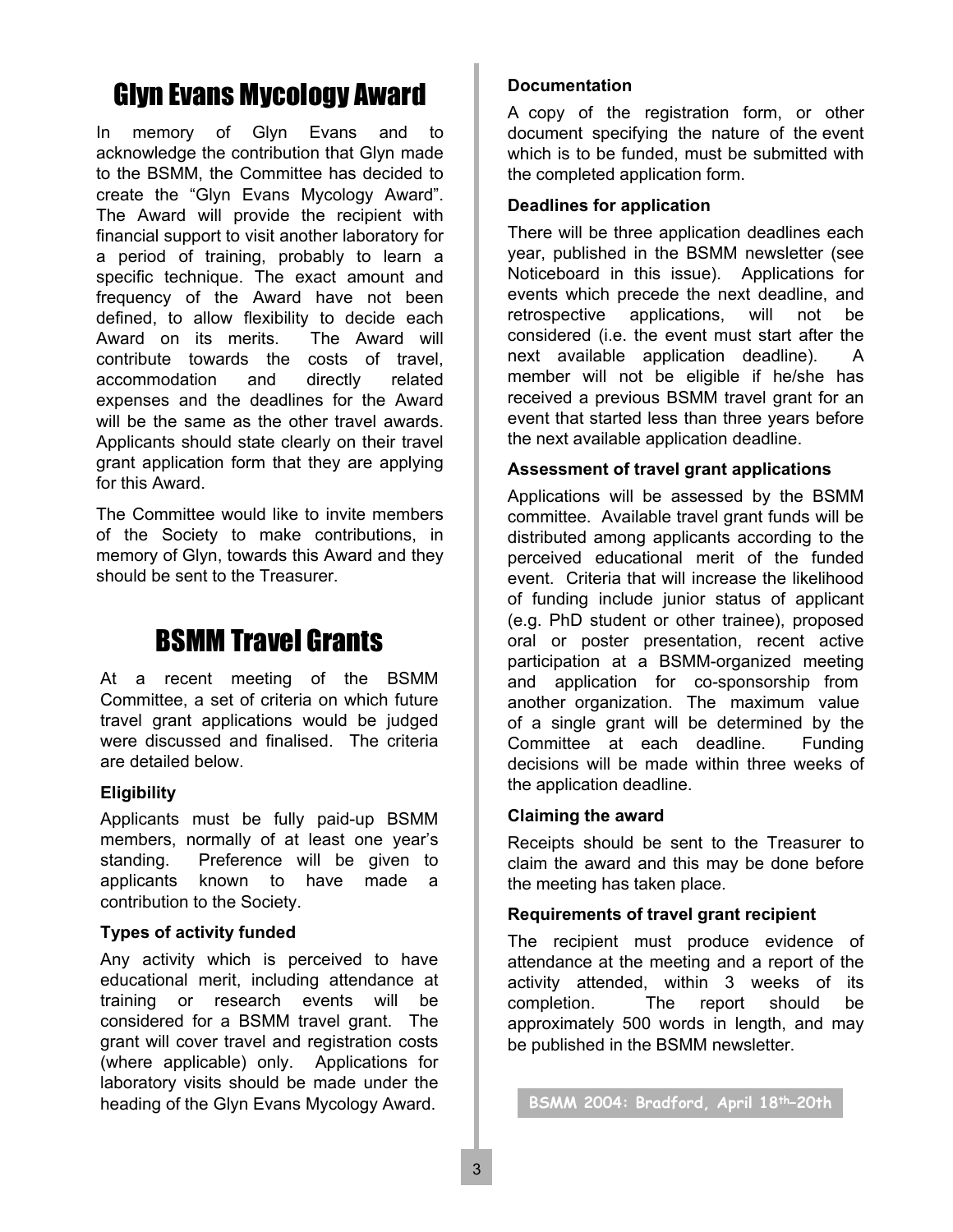# Glyn Evans Mycology Award

In memory of Glyn Evans and to acknowledge the contribution that Glyn made to the BSMM, the Committee has decided to create the "Glyn Evans Mycology Award". The Award will provide the recipient with financial support to visit another laboratory for a period of training, probably to learn a specific technique. The exact amount and frequency of the Award have not been defined, to allow flexibility to decide each Award on its merits. The Award will contribute towards the costs of travel, accommodation and directly related expenses and the deadlines for the Award will be the same as the other travel awards. Applicants should state clearly on their travel grant application form that they are applying for this Award.

The Committee would like to invite members of the Society to make contributions, in memory of Glyn, towards this Award and they should be sent to the Treasurer.

# BSMM Travel Grants

At a recent meeting of the BSMM Committee, a set of criteria on which future travel grant applications would be judged were discussed and finalised. The criteria are detailed below.

**Eligibility**

Applicants must be fully paid-up BSMM members, normally of at least one year's standing. Preference will be given to applicants known to have made a contribution to the Society.

**Types of activity funded**

Any activity which is perceived to have educational merit, including attendance at training or research events will be considered for a BSMM travel grant. The grant will cover travel and registration costs (where applicable) only. Applications for laboratory visits should be made under the heading of the Glyn Evans Mycology Award.

**Documentation**

A copy of the registration form, or other document specifying the nature of the event which is to be funded, must be submitted with the completed application form.

**Deadlines for application**

There will be three application deadlines each year, published in the BSMM newsletter (see Noticeboard in this issue). Applications for events which precede the next deadline, and retrospective applications, will not be considered (i.e. the event must start after the next available application deadline). A member will not be eligible if he/she has received a previous BSMM travel grant for an event that started less than three years before the next available application deadline.

**Assessment of travel grant applications**

Applications will be assessed by the BSMM committee. Available travel grant funds will be distributed among applicants according to the perceived educational merit of the funded event. Criteria that will increase the likelihood of funding include junior status of applicant (e.g. PhD student or other trainee), proposed oral or poster presentation, recent active participation at a BSMM-organized meeting and application for co-sponsorship from another organization. The maximum value of a single grant will be determined by the Committee at each deadline. Funding decisions will be made within three weeks of the application deadline.

**Claiming the award**

Receipts should be sent to the Treasurer to claim the award and this may be done before the meeting has taken place.

**Requirements of travel grant recipient**

The recipient must produce evidence of attendance at the meeting and a report of the activity attended, within 3 weeks of its completion. The report should be approximately 500 words in length, and may be published in the BSMM newsletter.

**BSMM 2004: Bradford, April 18th–20th**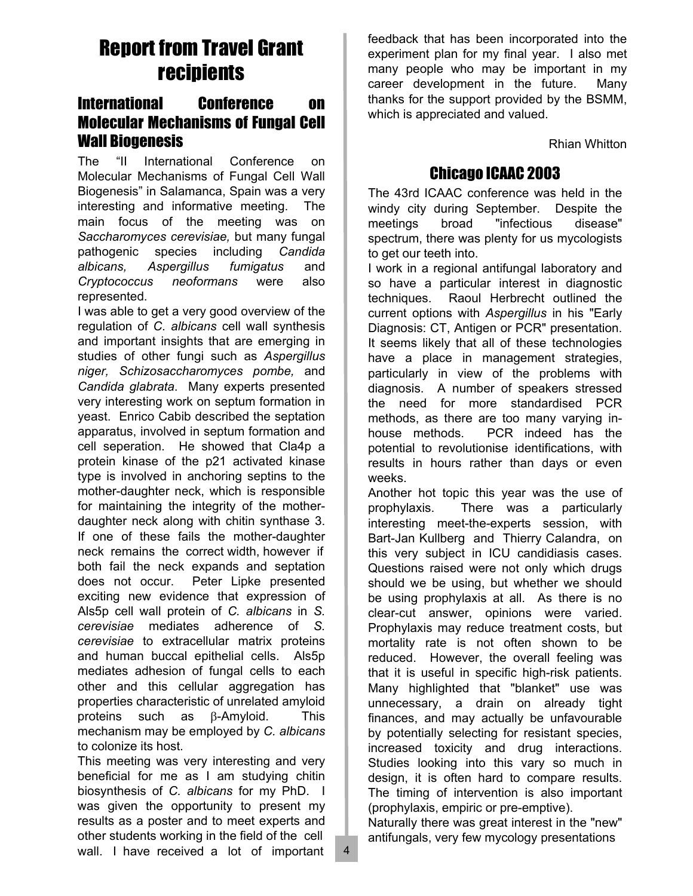# Report from Travel Grant recipients

## International Conference on Molecular Mechanisms of Fungal Cell Wall Biogenesis

The "II International Conference on Molecular Mechanisms of Fungal Cell Wall Biogenesis" in Salamanca, Spain was a very interesting and informative meeting. The main focus of the meeting was on *Saccharomyces cerevisiae,* but many fungal pathogenic species including *Candida albicans, Aspergillus fumigatus* and *Cryptococcus neoformans* were also represented.

I was able to get a very good overview of the regulation of *C. albicans* cell wall synthesis and important insights that are emerging in studies of other fungi such as *Aspergillus niger, Schizosaccharomyces pombe,* and *Candida glabrata*. Many experts presented very interesting work on septum formation in yeast. Enrico Cabib described the septation apparatus, involved in septum formation and cell seperation. He showed that Cla4p a protein kinase of the p21 activated kinase type is involved in anchoring septins to the mother-daughter neck, which is responsible for maintaining the integrity of the mother-daughter neck along with chitin synthase 3. If one of these fails the mother-daughter neck remains the correct width, however if both fail the neck expands and septation does not occur. Peter Lipke presented exciting new evidence that expression of Als5p cell wall protein of *C. albicans* in *S. cerevisiae* mediates adherence of *S. cerevisiae* to extracellular matrix proteins and human buccal epithelial cells. Als5p mediates adhesion of fungal cells to each other and this cellular aggregation has properties characteristic of unrelated amyloid proteins such as β-Amyloid. This mechanism may be employed by *C. albicans* to colonize its host.

This meeting was very interesting and very beneficial for me as I am studying chitin biosynthesis of *C. albicans* for my PhD. I was given the opportunity to present my results as a poster and to meet experts and other students working in the field of the cell wall. I have received a lot of important feedback that has been incorporated into the experiment plan for my final year. I also met many people who may be important in my career development in the future. Many thanks for the support provided by the BSMM, which is appreciated and valued.

Rhian Whitton

## Chicago ICAAC 2003

The 43rd ICAAC conference was held in the windy city during September. Despite the meetings broad "infectious disease" spectrum, there was plenty for us mycologists to get our teeth into.

I work in a regional antifungal laboratory and so have a particular interest in diagnostic techniques. Raoul Herbrecht outlined the current options with *Aspergillus* in his "Early Diagnosis: CT, Antigen or PCR" presentation. It seems likely that all of these technologies have a place in management strategies, particularly in view of the problems with diagnosis. A number of speakers stressed the need for more standardised PCR methods, as there are too many varying in-house methods. PCR indeed has the potential to revolutionise identifications, with results in hours rather than days or even weeks.

Another hot topic this year was the use of prophylaxis. There was a particularly interesting meet-the-experts session, with Bart-Jan Kullberg and Thierry Calandra, on this very subject in ICU candidiasis cases. Questions raised were not only which drugs should we be using, but whether we should be using prophylaxis at all. As there is no clear-cut answer, opinions were varied. Prophylaxis may reduce treatment costs, but mortality rate is not often shown to be reduced. However, the overall feeling was that it is useful in specific high-risk patients. Many highlighted that "blanket" use was unnecessary, a drain on already tight finances, and may actually be unfavourable by potentially selecting for resistant species, increased toxicity and drug interactions. Studies looking into this vary so much in design, it is often hard to compare results. The timing of intervention is also important (prophylaxis, empiric or pre-emptive).

Naturally there was great interest in the "new" antifungals, very few mycology presentations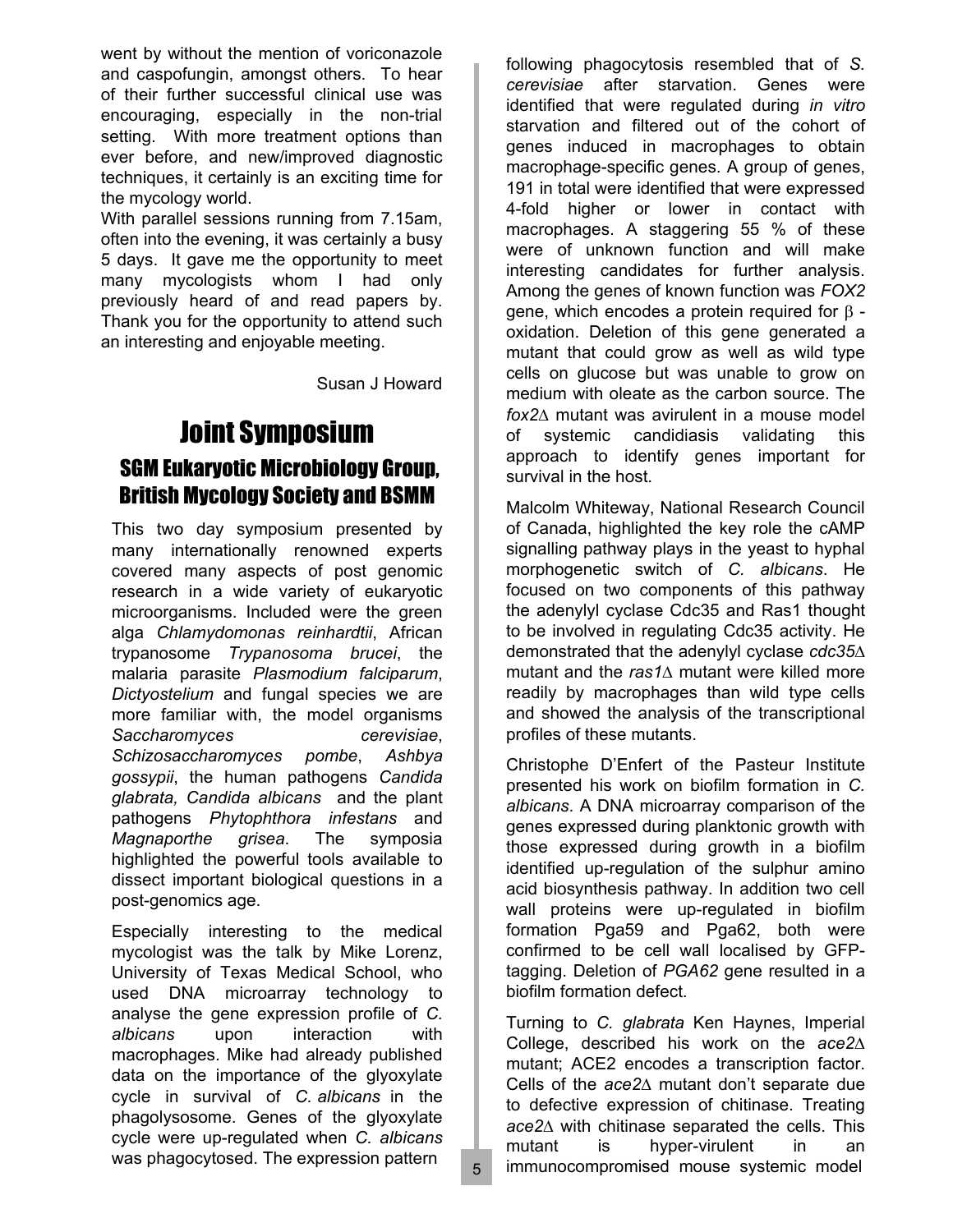went by without the mention of voriconazole and caspofungin, amongst others. To hear of their further successful clinical use was encouraging, especially in the non-trial setting. With more treatment options than ever before, and new/improved diagnostic techniques, it certainly is an exciting time for the mycology world.

With parallel sessions running from 7.15am, often into the evening, it was certainly a busy 5 days. It gave me the opportunity to meet many mycologists whom I had only previously heard of and read papers by. Thank you for the opportunity to attend such an interesting and enjoyable meeting.

Susan J Howard

# Joint Symposium

## SGM Eukaryotic Microbiology Group, British Mycology Society and BSMM

This two day symposium presented by many internationally renowned experts covered many aspects of post genomic research in a wide variety of eukaryotic microorganisms. Included were the green alga *Chlamydomonas reinhardtii*, African trypanosome *Trypanosoma brucei*, the malaria parasite *Plasmodium falciparum*, *Dictyostelium* and fungal species we are more familiar with, the model organisms *Saccharomyces cerevisiae*, *Schizosaccharomyces pombe*, *Ashbya gossypii*, the human pathogens *Candida glabrata, Candida albicans* and the plant pathogens *Phytophthora infestans* and *Magnaporthe grisea*. The symposia highlighted the powerful tools available to dissect important biological questions in a post-genomics age.

Especially interesting to the medical mycologist was the talk by Mike Lorenz, University of Texas Medical School, who used DNA microarray technology to analyse the gene expression profile of *C. albicans* upon interaction with macrophages. Mike had already published data on the importance of the glyoxylate cycle in survival of *C. albicans* in the phagolysosome. Genes of the glyoxylate cycle were up-regulated when *C. albicans* was phagocytosed. The expression pattern following phagocytosis resembled that of *S. cerevisiae* after starvation. Genes were identified that were regulated during *in vitro* starvation and filtered out of the cohort of genes induced in macrophages to obtain macrophage-specific genes. A group of genes, 191 in total were identified that were expressed 4-fold higher or lower in contact with macrophages. A staggering 55 % of these were of unknown function and will make interesting candidates for further analysis. Among the genes of known function was *FOX2* gene, which encodes a protein required for $\beta$ -oxidation. Deletion of this gene generated a mutant that could grow as well as wild type cells on glucose but was unable to grow on medium with oleate as the carbon source. The *fox2*$\Delta$ mutant was avirulent in a mouse model of systemic candidiasis validating this approach to identify genes important for survival in the host.

Malcolm Whiteway, National Research Council of Canada, highlighted the key role the cAMP signalling pathway plays in the yeast to hyphal morphogenetic switch of *C. albicans*. He focused on two components of this pathway the adenylyl cyclase Cdc35 and Ras1 thought to be involved in regulating Cdc35 activity. He demonstrated that the adenylyl cyclase *cdc35*$\Delta$ mutant and the *ras1*$\Delta$ mutant were killed more readily by macrophages than wild type cells and showed the analysis of the transcriptional profiles of these mutants.

Christophe D'Enfert of the Pasteur Institute presented his work on biofilm formation in *C. albicans*. A DNA microarray comparison of the genes expressed during planktonic growth with those expressed during growth in a biofilm identified up-regulation of the sulphur amino acid biosynthesis pathway. In addition two cell wall proteins were up-regulated in biofilm formation Pga59 and Pga62, both were confirmed to be cell wall localised by GFP-tagging. Deletion of *PGA62* gene resulted in a biofilm formation defect.

Turning to *C. glabrata* Ken Haynes, Imperial College, described his work on the *ace2*$\Delta$ mutant; ACE2 encodes a transcription factor. Cells of the *ace2*$\Delta$ mutant don't separate due to defective expression of chitinase. Treating *ace2*$\Delta$ with chitinase separated the cells. This mutant is hyper-virulent in an immunocompromised mouse systemic model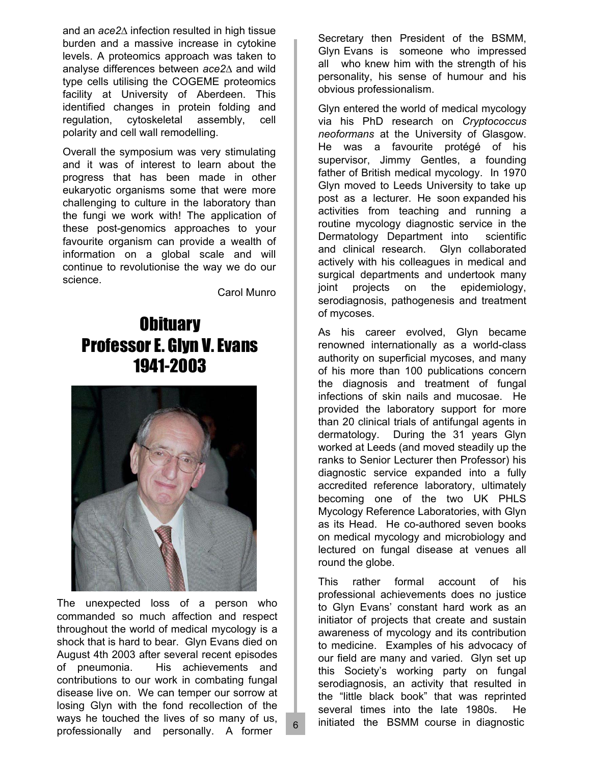and an *ace2*Δ infection resulted in high tissue burden and a massive increase in cytokine levels. A proteomics approach was taken to analyse differences between *ace2*Δ and wild type cells utilising the COGEME proteomics facility at University of Aberdeen. This identified changes in protein folding and regulation, cytoskeletal assembly, cell polarity and cell wall remodelling.

Overall the symposium was very stimulating and it was of interest to learn about the progress that has been made in other eukaryotic organisms some that were more challenging to culture in the laboratory than the fungi we work with! The application of these post-genomics approaches to your favourite organism can provide a wealth of information on a global scale and will continue to revolutionise the way we do our science.

Carol Munro

# Obituary
# Professor E. Glyn V. Evans
# 1941-2003

The unexpected loss of a person who commanded so much affection and respect throughout the world of medical mycology is a shock that is hard to bear. Glyn Evans died on August 4th 2003 after several recent episodes of pneumonia. His achievements and contributions to our work in combating fungal disease live on. We can temper our sorrow at losing Glyn with the fond recollection of the ways he touched the lives of so many of us, professionally and personally. A former Secretary then President of the BSMM, Glyn Evans is someone who impressed all who knew him with the strength of his personality, his sense of humour and his obvious professionalism.

Glyn entered the world of medical mycology via his PhD research on *Cryptococcus neoformans* at the University of Glasgow. He was a favourite protégé of his supervisor, Jimmy Gentles, a founding father of British medical mycology. In 1970 Glyn moved to Leeds University to take up post as a lecturer. He soon expanded his activities from teaching and running a routine mycology diagnostic service in the Dermatology Department into scientific and clinical research. Glyn collaborated actively with his colleagues in medical and surgical departments and undertook many joint projects on the epidemiology, serodiagnosis, pathogenesis and treatment of mycoses.

As his career evolved, Glyn became renowned internationally as a world-class authority on superficial mycoses, and many of his more than 100 publications concern the diagnosis and treatment of fungal infections of skin nails and mucosae. He provided the laboratory support for more than 20 clinical trials of antifungal agents in dermatology. During the 31 years Glyn worked at Leeds (and moved steadily up the ranks to Senior Lecturer then Professor) his diagnostic service expanded into a fully accredited reference laboratory, ultimately becoming one of the two UK PHLS Mycology Reference Laboratories, with Glyn as its Head. He co-authored seven books on medical mycology and microbiology and lectured on fungal disease at venues all round the globe.

This rather formal account of his professional achievements does no justice to Glyn Evans' constant hard work as an initiator of projects that create and sustain awareness of mycology and its contribution to medicine. Examples of his advocacy of our field are many and varied. Glyn set up this Society's working party on fungal serodiagnosis, an activity that resulted in the "little black book" that was reprinted several times into the late 1980s. He initiated the BSMM course in diagnostic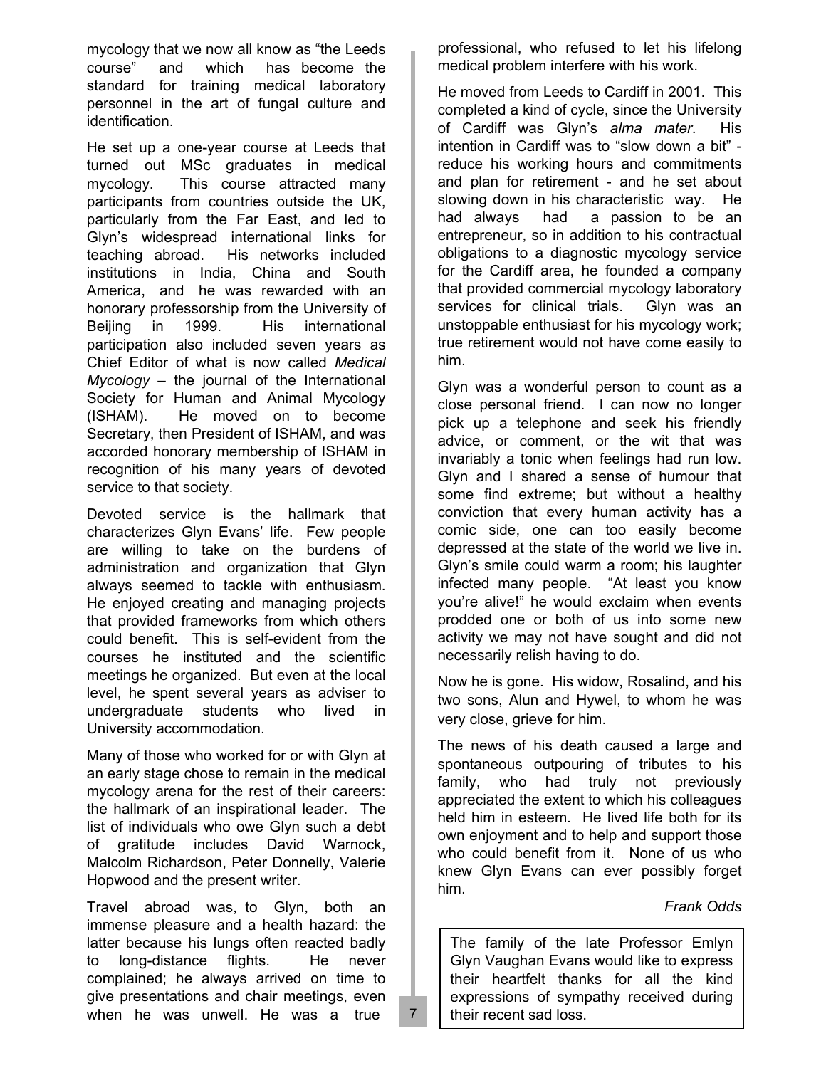mycology that we now all know as "the Leeds course" and which has become the standard for training medical laboratory personnel in the art of fungal culture and identification.

He set up a one-year course at Leeds that turned out MSc graduates in medical mycology. This course attracted many participants from countries outside the UK, particularly from the Far East, and led to Glyn's widespread international links for teaching abroad. His networks included institutions in India, China and South America, and he was rewarded with an honorary professorship from the University of Beijing in 1999. His international participation also included seven years as Chief Editor of what is now called *Medical Mycology* – the journal of the International Society for Human and Animal Mycology (ISHAM). He moved on to become Secretary, then President of ISHAM, and was accorded honorary membership of ISHAM in recognition of his many years of devoted service to that society.

Devoted service is the hallmark that characterizes Glyn Evans' life. Few people are willing to take on the burdens of administration and organization that Glyn always seemed to tackle with enthusiasm. He enjoyed creating and managing projects that provided frameworks from which others could benefit. This is self-evident from the courses he instituted and the scientific meetings he organized. But even at the local level, he spent several years as adviser to undergraduate students who lived in University accommodation.

Many of those who worked for or with Glyn at an early stage chose to remain in the medical mycology arena for the rest of their careers: the hallmark of an inspirational leader. The list of individuals who owe Glyn such a debt of gratitude includes David Warnock, Malcolm Richardson, Peter Donnelly, Valerie Hopwood and the present writer.

Travel abroad was, to Glyn, both an immense pleasure and a health hazard: the latter because his lungs often reacted badly to long-distance flights. He never complained; he always arrived on time to give presentations and chair meetings, even when he was unwell. He was a true professional, who refused to let his lifelong medical problem interfere with his work.

He moved from Leeds to Cardiff in 2001. This completed a kind of cycle, since the University of Cardiff was Glyn's *alma mater*. His intention in Cardiff was to "slow down a bit" - reduce his working hours and commitments and plan for retirement - and he set about slowing down in his characteristic way. He had always had a passion to be an entrepreneur, so in addition to his contractual obligations to a diagnostic mycology service for the Cardiff area, he founded a company that provided commercial mycology laboratory services for clinical trials. Glyn was an unstoppable enthusiast for his mycology work; true retirement would not have come easily to him.

Glyn was a wonderful person to count as a close personal friend. I can now no longer pick up a telephone and seek his friendly advice, or comment, or the wit that was invariably a tonic when feelings had run low. Glyn and I shared a sense of humour that some find extreme; but without a healthy conviction that every human activity has a comic side, one can too easily become depressed at the state of the world we live in. Glyn's smile could warm a room; his laughter infected many people. "At least you know you're alive!" he would exclaim when events prodded one or both of us into some new activity we may not have sought and did not necessarily relish having to do.

Now he is gone. His widow, Rosalind, and his two sons, Alun and Hywel, to whom he was very close, grieve for him.

The news of his death caused a large and spontaneous outpouring of tributes to his family, who had truly not previously appreciated the extent to which his colleagues held him in esteem. He lived life both for its own enjoyment and to help and support those who could benefit from it. None of us who knew Glyn Evans can ever possibly forget him.

*Frank Odds*

The family of the late Professor Emlyn Glyn Vaughan Evans would like to express their heartfelt thanks for all the kind expressions of sympathy received during their recent sad loss.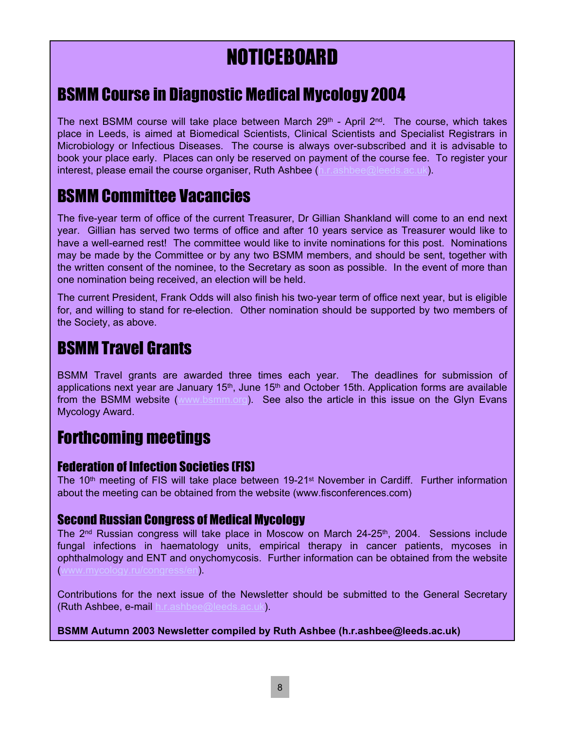# NOTICEBOARD

## BSMM Course in Diagnostic Medical Mycology 2004

The next BSMM course will take place between March 29th - April 2nd. The course, which takes place in Leeds, is aimed at Biomedical Scientists, Clinical Scientists and Specialist Registrars in Microbiology or Infectious Diseases. The course is always over-subscribed and it is advisable to book your place early. Places can only be reserved on payment of the course fee. To register your interest, please email the course organiser, Ruth Ashbee (h.r.ashbee@leeds.ac.uk).

## BSMM Committee Vacancies

The five-year term of office of the current Treasurer, Dr Gillian Shankland will come to an end next year. Gillian has served two terms of office and after 10 years service as Treasurer would like to have a well-earned rest! The committee would like to invite nominations for this post. Nominations may be made by the Committee or by any two BSMM members, and should be sent, together with the written consent of the nominee, to the Secretary as soon as possible. In the event of more than one nomination being received, an election will be held.

The current President, Frank Odds will also finish his two-year term of office next year, but is eligible for, and willing to stand for re-election. Other nomination should be supported by two members of the Society, as above.

## BSMM Travel Grants

BSMM Travel grants are awarded three times each year. The deadlines for submission of applications next year are January 15th, June 15th and October 15th. Application forms are available from the BSMM website (www.bsmm.org). See also the article in this issue on the Glyn Evans Mycology Award.

## Forthcoming meetings

### Federation of Infection Societies (FIS)

The 10th meeting of FIS will take place between 19-21st November in Cardiff. Further information about the meeting can be obtained from the website (www.fisconferences.com)

### Second Russian Congress of Medical Mycology

The 2nd Russian congress will take place in Moscow on March 24-25th, 2004. Sessions include fungal infections in haematology units, empirical therapy in cancer patients, mycoses in ophthalmology and ENT and onychomycosis. Further information can be obtained from the website (www.mycology.ru/congress/en).

Contributions for the next issue of the Newsletter should be submitted to the General Secretary (Ruth Ashbee, e-mail h.r.ashbee@leeds.ac.uk).

**BSMM Autumn 2003 Newsletter compiled by Ruth Ashbee (h.r.ashbee@leeds.ac.uk)**